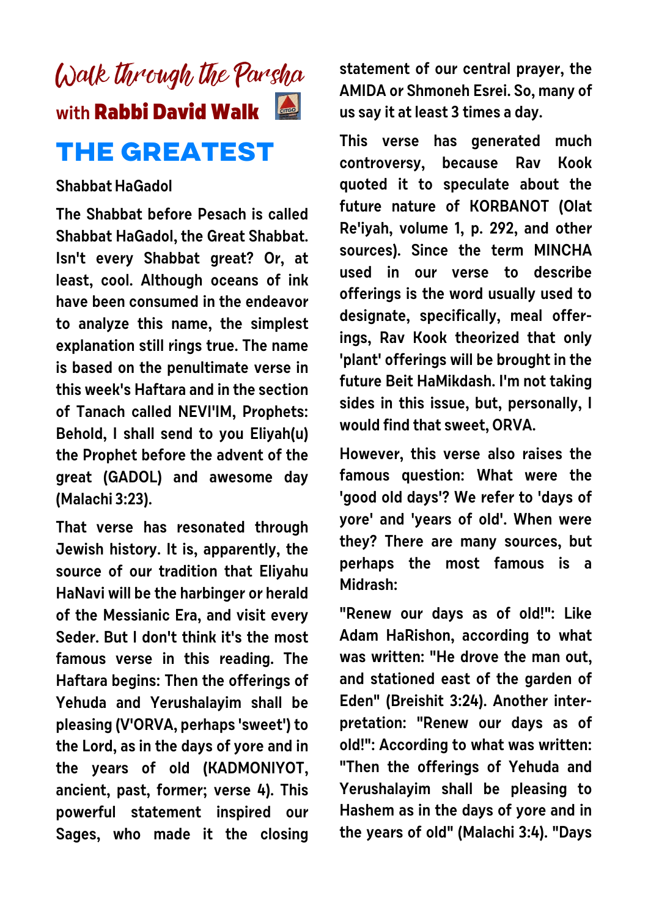# Walk through the Parsha

with **Rabbi David Walk**

## THE GREATEST

**Shabbat HaGadol**

The Shabbat before Pesach is called Shabbat HaGadol, the Great Shabbat. Isn't every Shabbat great? Or, at least, cool. Although oceans of ink have been consumed in the endeavor to analyze this name, the simplest explanation still rings true. The name is based on the penultimate verse in this week's Haftara and in the section of Tanach called NEVI'IM, Prophets: Behold, I shall send to you Eliyah(u) the Prophet before the advent of the great (GADOL) and awesome day (Malachi 3:23).

That verse has resonated through Jewish history. It is, apparently, the source of our tradition that Eliyahu HaNavi will be the harbinger or herald of the Messianic Era, and visit every Seder. But I don't think it's the most famous verse in this reading. The Haftara begins: Then the offerings of Yehuda and Yerushalayim shall be pleasing (V'ORVA, perhaps 'sweet') to the Lord, as in the days of yore and in the years of old (KADMONIYOT, ancient, past, former; verse 4). This powerful statement inspired our Sages, who made it the closing statement of our central prayer, the AMIDA or Shmoneh Esrei. So, many of us say it at least 3 times a day.

This verse has generated much controversy, because Rav Kook quoted it to speculate about the future nature of KORBANOT (Olat Re'iyah, volume 1, p. 292, and other sources). Since the term MINCHA used in our verse to describe offerings is the word usually used to designate, specifically, meal offerings, Rav Kook theorized that only 'plant' offerings will be brought in the future Beit HaMikdash. I'm not taking sides in this issue, but, personally, I would find that sweet, ORVA.

However, this verse also raises the famous question: What were the 'good old days'? We refer to 'days of yore' and 'years of old'. When were they? There are many sources, but perhaps the most famous is a Midrash:

"Renew our days as of old!": Like Adam HaRishon, according to what was written: "He drove the man out, and stationed east of the garden of Eden" (Breishit 3:24). Another interpretation: "Renew our days as of old!": According to what was written: "Then the offerings of Yehuda and Yerushalayim shall be pleasing to Hashem as in the days of yore and in the years of old" (Malachi 3:4). "Days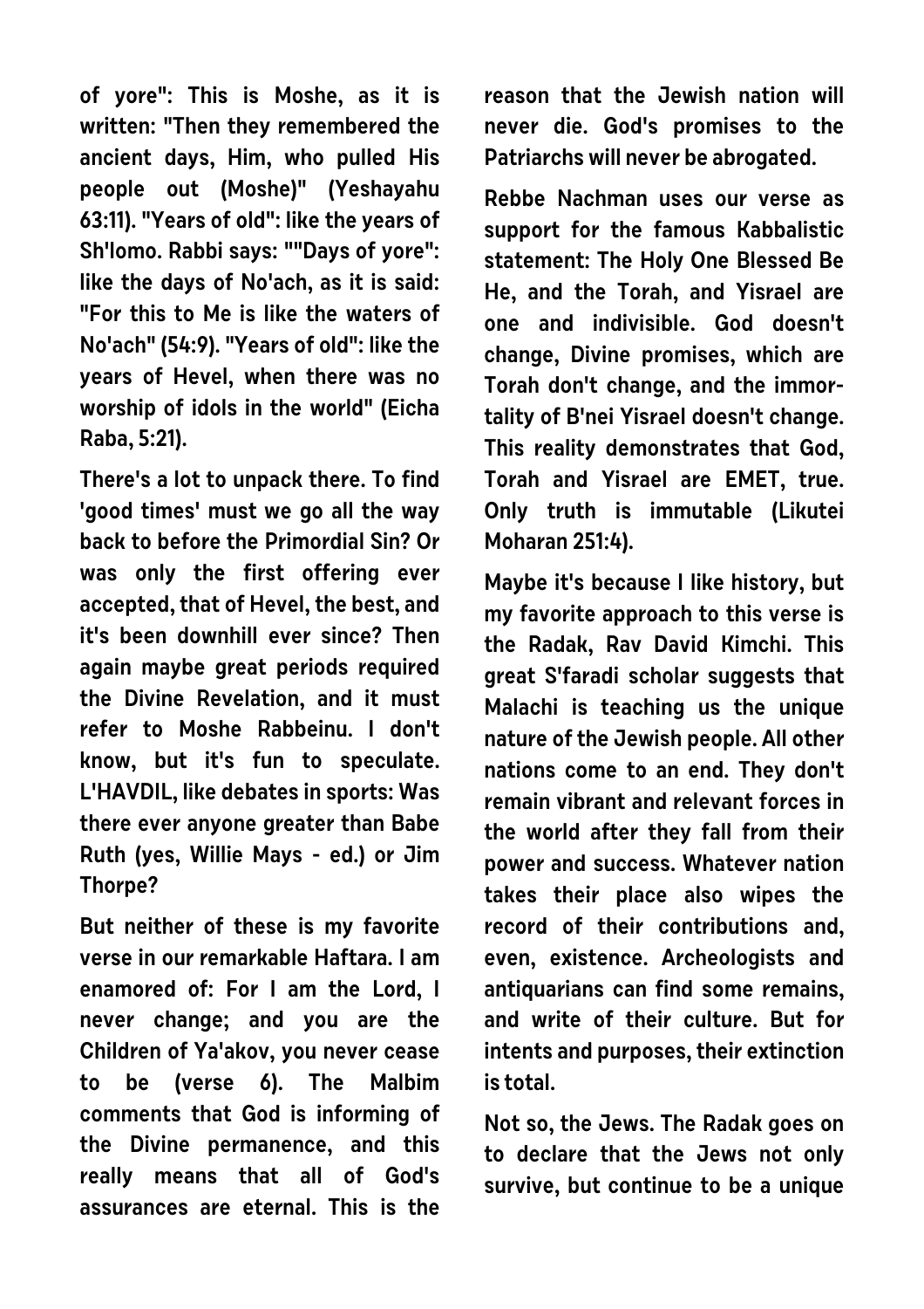**of yore": This is Moshe, as it is written: "Then they remembered the ancient days, Him, who pulled His people out (Moshe)" (Yeshayahu 63:11). "Years of old": like the years of Sh'lomo. Rabbi says: ""Days of yore": like the days of No'ach, as it is said: "For this to Me is like the waters of No'ach" (54:9). "Years of old": like the years of Hevel, when there was no worship of idols in the world" (Eicha Raba, 5:21).**

**There's a lot to unpack there. To find 'good times' must we go all the way back to before the Primordial Sin? Or was only the first offering ever accepted, that of Hevel, the best, and it's been downhill ever since? Then again maybe great periods required the Divine Revelation, and it must refer to Moshe Rabbeinu. I don't know, but it's fun to speculate. L'HAVDIL, like debates in sports: Was there ever anyone greater than Babe Ruth (yes, Willie Mays - ed.) or Jim Thorpe?**

**But neither of these is my favorite verse in our remarkable Haftara. I am enamored of: For I am the Lord, I never change; and you are the Children of Ya'akov, you never cease to be (verse 6). The Malbim comments that God is informing of the Divine permanence, and this really means that all of God's assurances are eternal. This is the reason that the Jewish nation will never die. God's promises to the Patriarchs will never be abrogated.**

**Rebbe Nachman uses our verse as support for the famous Kabbalistic statement: The Holy One Blessed Be He, and the Torah, and Yisrael are one and indivisible. God doesn't change, Divine promises, which are Torah don't change, and the immortality of B'nei Yisrael doesn't change. This reality demonstrates that God, Torah and Yisrael are EMET, true. Only truth is immutable (Likutei Moharan 251:4).**

**Maybe it's because I like history, but my favorite approach to this verse is the Radak, Rav David Kimchi. This great S'faradi scholar suggests that Malachi is teaching us the unique nature of the Jewish people. All other nations come to an end. They don't remain vibrant and relevant forces in the world after they fall from their power and success. Whatever nation takes their place also wipes the record of their contributions and, even, existence. Archeologists and antiquarians can find some remains, and write of their culture. But for intents and purposes, their extinction is total.**

**Not so, the Jews. The Radak goes on to declare that the Jews not only survive, but continue to be a unique**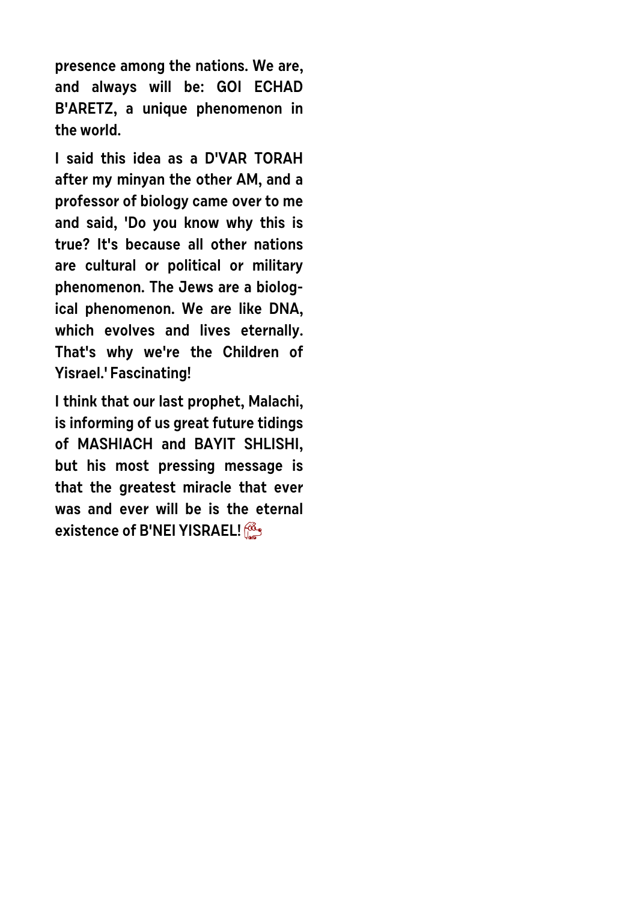**presence among the nations. We are, and always will be: GOI ECHAD B'ARETZ, a unique phenomenon in the world.**

**I said this idea as a D'VAR TORAH after my minyan the other AM, and a professor of biology came over to me and said, 'Do you know why this is true? It's because all other nations are cultural or political or military phenomenon. The Jews are a biological phenomenon. We are like DNA, which evolves and lives eternally. That's why we're the Children of Yisrael.' Fascinating!**

**I think that our last prophet, Malachi, is informing of us great future tidings of MASHIACH and BAYIT SHLISHI, but his most pressing message is that the greatest miracle that ever was and ever will be is the eternal existence of B'NEI YISRAEL!**